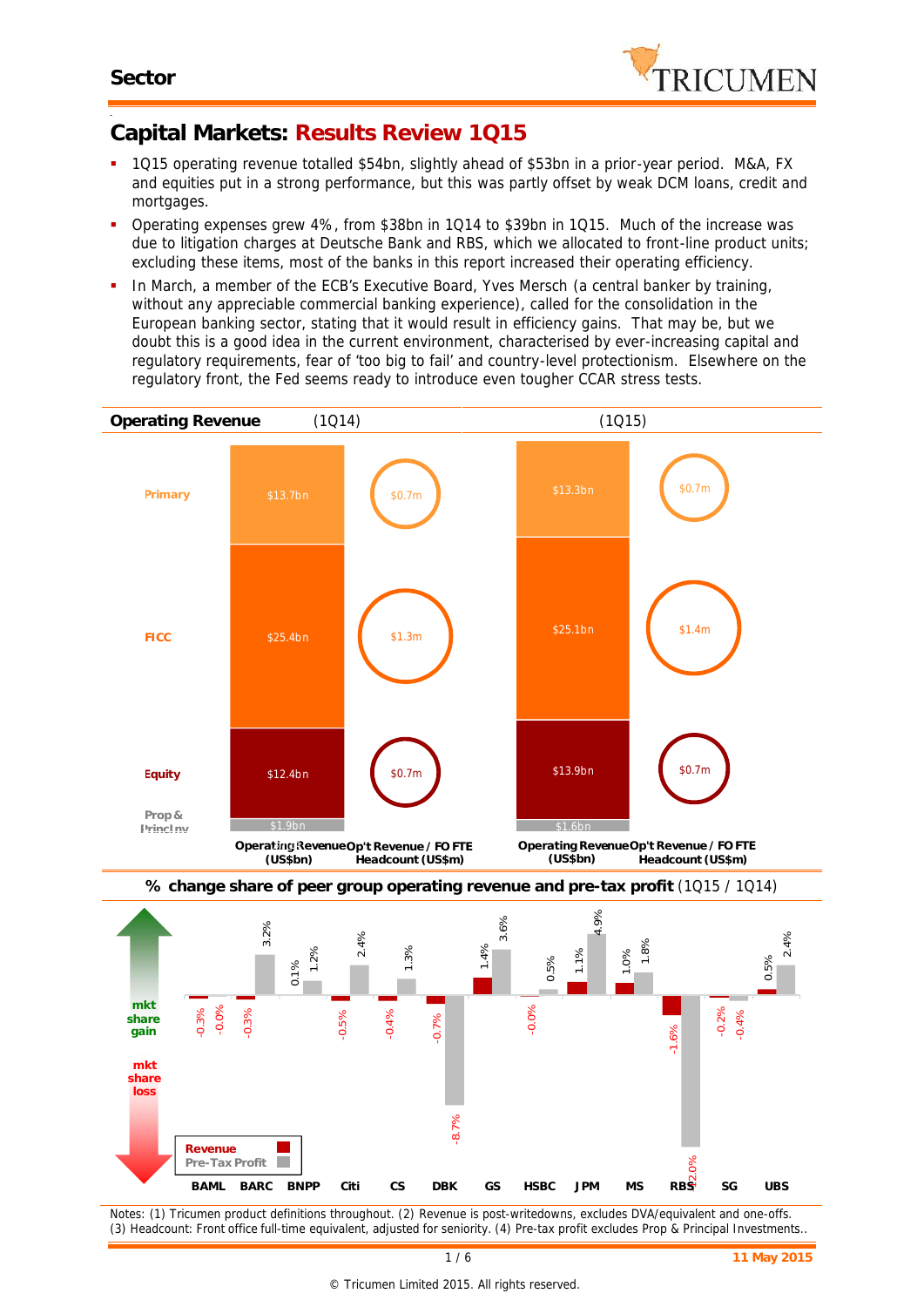Sector

# Capital Markets: Results Review 1Q15

- 1Q15 operating revenue totalled $54bn, slightly ahead of $53bn in a prior-year period. M&A, FX and equities put in a strong performance, but this was partly offset by weak DCM loans, credit and mortgages.
- Operating expenses grew 4%, from $38bn in 1Q14 to $39bn in 1Q15. Much of the increase was due to litigation charges at Deutsche Bank and RBS, which we allocated to front-line product units; excluding these items, most of the banks in this report increased their operating efficiency.
- In March, a member of the ECB's Executive Board, Yves Mersch (a central banker by training, without any appreciable commercial banking experience), called for the consolidation in the European banking sector, stating that it would result in efficiency gains. That may be, but we doubt this is a good idea in the current environment, characterised by ever-increasing capital and regulatory requirements, fear of 'too big to fail' and country-level protectionism. Elsewhere on the regulatory front, the Fed seems ready to introduce even tougher CCAR stress tests.

## Operating Revenue

| | 1Q14 Operating Revenue (US$bn) | 1Q14 Op't Revenue / FO FTE Headcount (US$m) | 1Q15 Operating Revenue (US$bn) | 1Q15 Op't Revenue / FO FTE Headcount (US$m) |
|---|---|---|---|---|
| Primary | $13.7bn | $0.7m | $13.3bn | $0.7m |
| FICC | $25.4bn | $1.3m | $25.1bn | $1.4m |
| Equity | $12.4bn | $0.7m | $13.9bn | $0.7m |
| Prop & Princ Inv | $1.9bn | | $1.6bn | |

## % change share of peer group operating revenue and pre-tax profit (1Q15 / 1Q14)

| | BAML | BARC | BNPP | Citi | CS | DBK | GS | HSBC | JPM | MS | RBS | SG | UBS |
|---|---|---|---|---|---|---|---|---|---|---|---|---|---|
| Revenue | -0.3% | -0.3% | 0.1% | -0.5% | -0.4% | -0.7% | 1.4% | -0.0% | 1.1% | 1.0% | -1.6% | -0.2% | 0.5% |
| Pre-Tax Profit | -0.0% | 3.2% | 1.2% | 2.4% | 1.3% | -8.7% | 3.6% | 0.5% | 4.9% | 1.8% | -12.0% | -0.4% | 2.4% |

Notes: (1) Tricumen product definitions throughout. (2) Revenue is post-writedowns, excludes DVA/equivalent and one-offs. (3) Headcount: Front office full-time equivalent, adjusted for seniority. (4) Pre-tax profit excludes Prop & Principal Investments..

11 May 2015

© Tricumen Limited 2015. All rights reserved.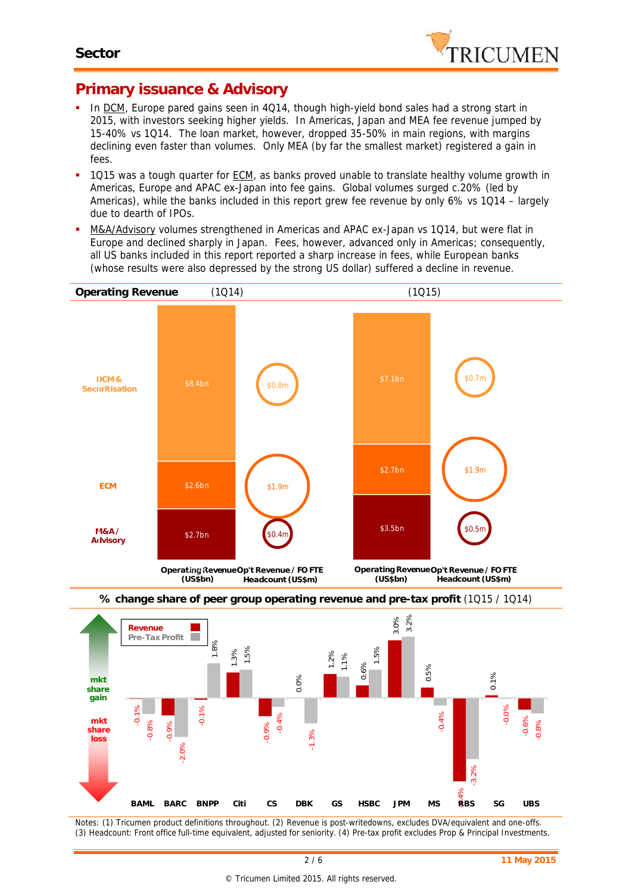## Primary issuance & Advisory

- In DCM, Europe pared gains seen in 4Q14, though high-yield bond sales had a strong start in 2015, with investors seeking higher yields. In Americas, Japan and MEA fee revenue jumped by 15-40% vs 1Q14. The loan market, however, dropped 35-50% in main regions, with margins declining even faster than volumes. Only MEA (by far the smallest market) registered a gain in fees.
- 1Q15 was a tough quarter for ECM, as banks proved unable to translate healthy volume growth in Americas, Europe and APAC ex-Japan into fee gains. Global volumes surged c.20% (led by Americas), while the banks included in this report grew fee revenue by only 6% vs 1Q14 – largely due to dearth of IPOs.
- M&A/Advisory volumes strengthened in Americas and APAC ex-Japan vs 1Q14, but were flat in Europe and declined sharply in Japan. Fees, however, advanced only in Americas; consequently, all US banks included in this report reported a sharp increase in fees, while European banks (whose results were also depressed by the strong US dollar) suffered a decline in revenue.

**Operating Revenue**

| | 1Q14 Operating Revenue (US$bn) | 1Q14 Op't Revenue / FO FTE Headcount (US$m) | 1Q15 Operating Revenue (US$bn) | 1Q15 Op't Revenue / FO FTE Headcount (US$m) |
|---|---|---|---|---|
| DCM & Securitisation | $8.4bn | $0.8m | $7.1bn | $0.7m |
| ECM | $2.6bn | $1.9m | $2.7bn | $1.9m |
| M&A / Advisory | $2.7bn | $0.4m | $3.5bn | $0.5m |

**% change share of peer group operating revenue and pre-tax profit** (1Q15 / 1Q14)

| | BAML | BARC | BNPP | Citi | CS | DBK | GS | HSBC | JPM | MS | RBS | SG | UBS |
|---|---|---|---|---|---|---|---|---|---|---|---|---|---|
| Revenue | -0.1% | -0.9% | -0.1% | 1.3% | -0.9% | 0.0% | 1.2% | 0.6% | 3.0% | 0.5% | -4.4% | 0.1% | -0.6% |
| Pre-Tax Profit | -0.8% | -2.0% | 1.8% | 1.5% | -0.4% | -1.3% | 1.1% | 1.5% | 3.2% | -0.4% | -3.2% | -0.0% | -0.8% |

Notes: (1) Tricumen product definitions throughout. (2) Revenue is post-writedowns, excludes DVA/equivalent and one-offs. (3) Headcount: Front office full-time equivalent, adjusted for seniority. (4) Pre-tax profit excludes Prop & Principal Investments.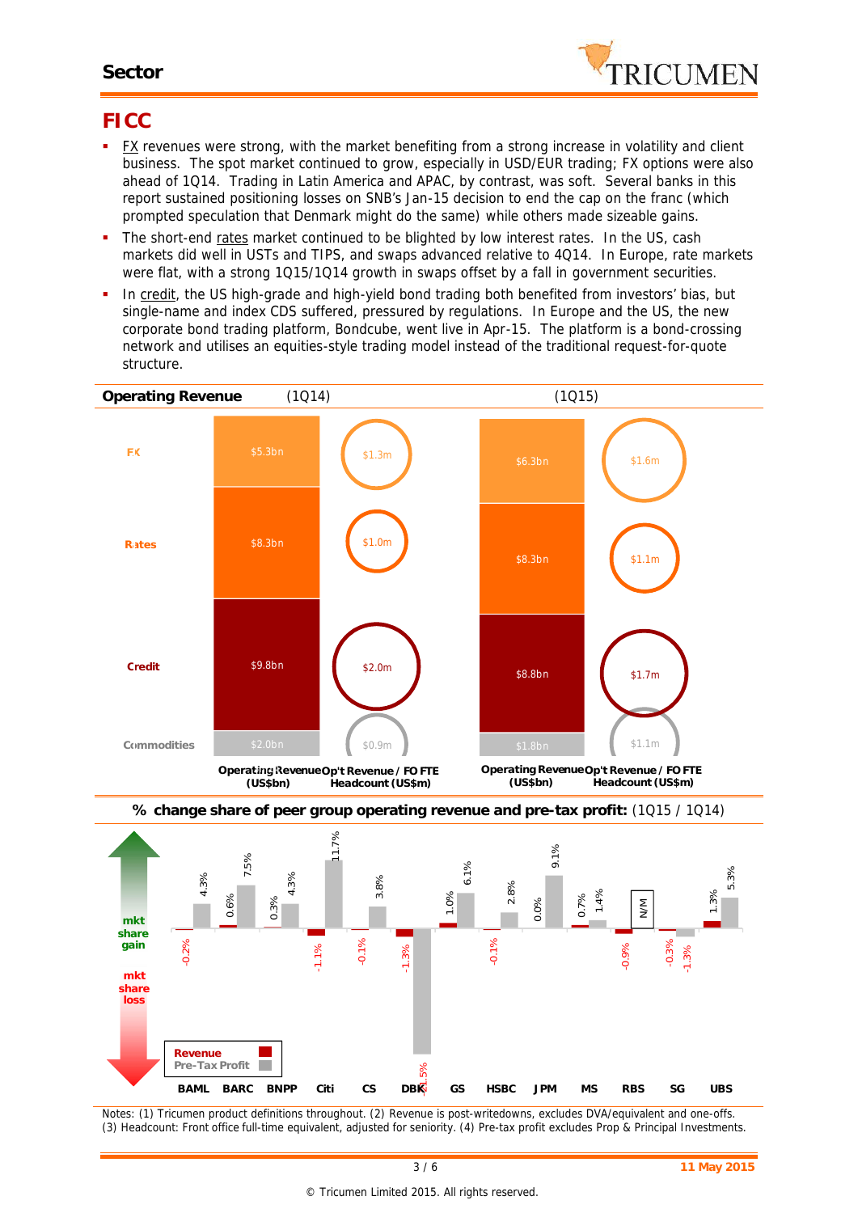## FICC

- FX revenues were strong, with the market benefiting from a strong increase in volatility and client business. The spot market continued to grow, especially in USD/EUR trading; FX options were also ahead of 1Q14. Trading in Latin America and APAC, by contrast, was soft. Several banks in this report sustained positioning losses on SNB's Jan-15 decision to end the cap on the franc (which prompted speculation that Denmark might do the same) while others made sizeable gains.
- The short-end rates market continued to be blighted by low interest rates. In the US, cash markets did well in USTs and TIPS, and swaps advanced relative to 4Q14. In Europe, rate markets were flat, with a strong 1Q15/1Q14 growth in swaps offset by a fall in government securities.
- In credit, the US high-grade and high-yield bond trading both benefited from investors' bias, but single-name and index CDS suffered, pressured by regulations. In Europe and the US, the new corporate bond trading platform, Bondcube, went live in Apr-15. The platform is a bond-crossing network and utilises an equities-style trading model instead of the traditional request-for-quote structure.

**Operating Revenue** (1Q14) (1Q15)

| | 1Q14 Operating Revenue (US$bn) | 1Q14 Op't Revenue / FO FTE Headcount (US$m) | 1Q15 Operating Revenue (US$bn) | 1Q15 Op't Revenue / FO FTE Headcount (US$m) |
|---|---|---|---|---|
| FX | $5.3bn | $1.3m | $6.3bn | $1.6m |
| Rates | $8.3bn | $1.0m | $8.3bn | $1.1m |
| Credit | $9.8bn | $2.0m | $8.8bn | $1.7m |
| Commodities | $2.0bn | $0.9m | $1.8bn | $1.1m |

**% change share of peer group operating revenue and pre-tax profit:** (1Q15 / 1Q14)

| | BAML | BARC | BNPP | Citi | CS | DBK | GS | HSBC | JPM | MS | RBS | SG | UBS |
|---|---|---|---|---|---|---|---|---|---|---|---|---|---|
| Revenue | -0.2% | 0.6% | 0.3% | -1.1% | -0.1% | -1.3% | 1.0% | -0.1% | 0.0% | 0.7% | -0.9% | -0.3% | 1.3% |
| Pre-Tax Profit | 4.3% | 7.5% | 4.3% | 11.7% | 3.8% | -1.5% | 6.1% | 2.8% | 9.1% | 1.4% | N/M | -1.3% | 5.3% |

mkt share gain / mkt share loss

Notes: (1) Tricumen product definitions throughout. (2) Revenue is post-writedowns, excludes DVA/equivalent and one-offs. (3) Headcount: Front office full-time equivalent, adjusted for seniority. (4) Pre-tax profit excludes Prop & Principal Investments.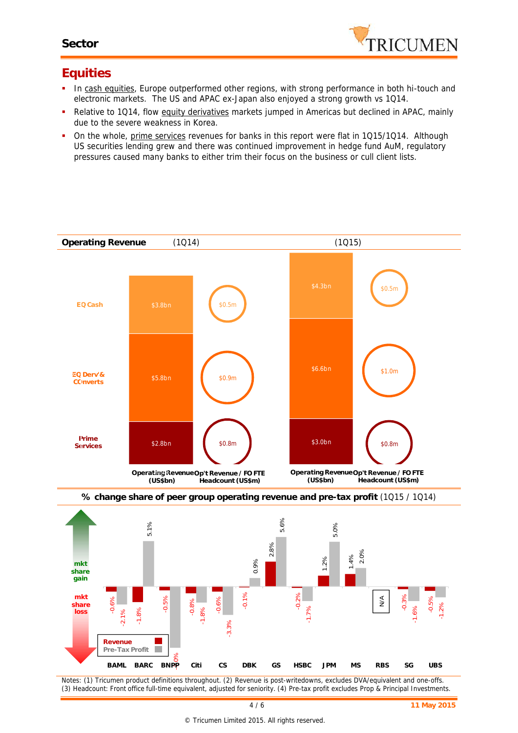## Equities

- In cash equities, Europe outperformed other regions, with strong performance in both hi-touch and electronic markets. The US and APAC ex-Japan also enjoyed a strong growth vs 1Q14.
- Relative to 1Q14, flow equity derivatives markets jumped in Americas but declined in APAC, mainly due to the severe weakness in Korea.
- On the whole, prime services revenues for banks in this report were flat in 1Q15/1Q14. Although US securities lending grew and there was continued improvement in hedge fund AuM, regulatory pressures caused many banks to either trim their focus on the business or cull client lists.

**Operating Revenue** (1Q14) (1Q15)

| | 1Q14 Operating Revenue (US$bn) | 1Q14 Op't Revenue / FO FTE Headcount (US$m) | 1Q15 Operating Revenue (US$bn) | 1Q15 Op't Revenue / FO FTE Headcount (US$m) |
|---|---|---|---|---|
| EQ Cash | $3.8bn | $0.5m | $4.3bn | $0.5m |
| EQ Derv & Converts | $5.8bn | $0.9m | $6.6bn | $1.0m |
| Prime Services | $2.8bn | $0.8m | $3.0bn | $0.8m |

**% change share of peer group operating revenue and pre-tax profit** (1Q15 / 1Q14)

| | BAML | BARC | BNPP | Citi | CS | DBK | GS | HSBC | JPM | MS | RBS | SG | UBS |
|---|---|---|---|---|---|---|---|---|---|---|---|---|---|
| Revenue | -0.6% | -1.8% | -0.5% | -0.8% | -0.6% | -0.1% | 2.8% | -0.2% | 1.2% | 1.4% | N/A | -0.3% | -0.5% |
| Pre-Tax Profit | -2.1% | 5.1% | 0% | -1.8% | -3.3% | 0.9% | 5.6% | -1.7% | 5.0% | 2.0% | N/A | -1.6% | -1.2% |

Notes: (1) Tricumen product definitions throughout. (2) Revenue is post-writedowns, excludes DVA/equivalent and one-offs. (3) Headcount: Front office full-time equivalent, adjusted for seniority. (4) Pre-tax profit excludes Prop & Principal Investments.

© Tricumen Limited 2015. All rights reserved.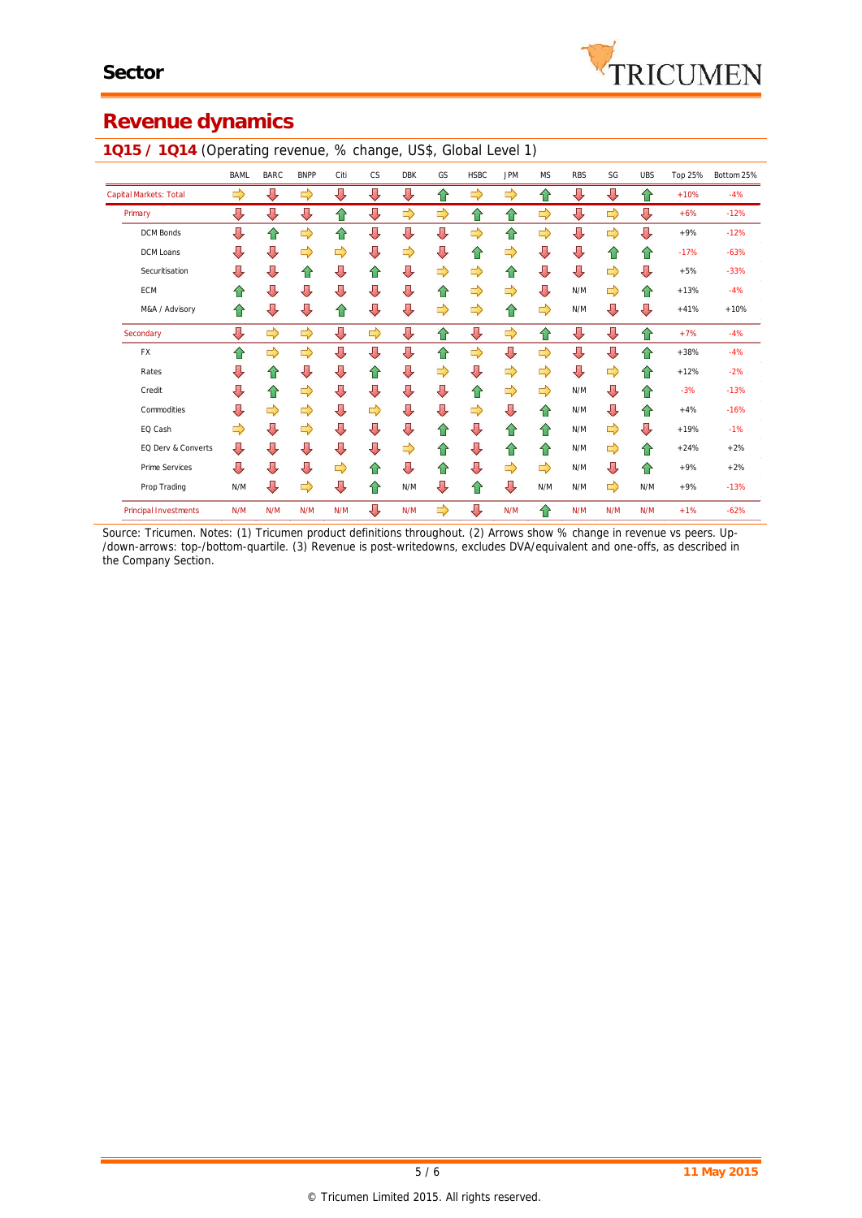## Revenue dynamics

**1Q15 / 1Q14** (Operating revenue, % change, US$, Global Level 1)

| | BAML | BARC | BNPP | Citi | CS | DBK | GS | HSBC | JPM | MS | RBS | SG | UBS | Top 25% | Bottom 25% |
|---|---|---|---|---|---|---|---|---|---|---|---|---|---|---|---|
| Capital Markets: Total | ⇨ | ⇩ | ⇨ | ⇩ | ⇩ | ⇩ | ⇧ | ⇨ | ⇨ | ⇧ | ⇩ | ⇩ | ⇧ | +10% | -4% |
| Primary | ⇩ | ⇩ | ⇩ | ⇧ | ⇩ | ⇨ | ⇨ | ⇧ | ⇧ | ⇨ | ⇩ | ⇨ | ⇩ | +6% | -12% |
| DCM Bonds | ⇩ | ⇧ | ⇨ | ⇧ | ⇩ | ⇩ | ⇩ | ⇨ | ⇧ | ⇨ | ⇩ | ⇨ | ⇩ | +9% | -12% |
| DCM Loans | ⇩ | ⇩ | ⇨ | ⇨ | ⇩ | ⇨ | ⇩ | ⇧ | ⇨ | ⇩ | ⇩ | ⇧ | ⇧ | -17% | -63% |
| Securitisation | ⇩ | ⇩ | ⇧ | ⇩ | ⇧ | ⇩ | ⇨ | ⇨ | ⇧ | ⇩ | ⇩ | ⇨ | ⇩ | +5% | -33% |
| ECM | ⇧ | ⇩ | ⇩ | ⇩ | ⇩ | ⇩ | ⇧ | ⇨ | ⇨ | ⇩ | N/M | ⇨ | ⇧ | +13% | -4% |
| M&A / Advisory | ⇧ | ⇩ | ⇩ | ⇧ | ⇩ | ⇩ | ⇨ | ⇨ | ⇧ | ⇨ | N/M | ⇩ | ⇩ | +41% | +10% |
| Secondary | ⇩ | ⇨ | ⇨ | ⇩ | ⇨ | ⇩ | ⇧ | ⇩ | ⇨ | ⇧ | ⇩ | ⇩ | ⇧ | +7% | -4% |
| FX | ⇧ | ⇨ | ⇨ | ⇩ | ⇩ | ⇩ | ⇧ | ⇨ | ⇩ | ⇨ | ⇩ | ⇩ | ⇧ | +38% | -4% |
| Rates | ⇩ | ⇧ | ⇩ | ⇩ | ⇧ | ⇩ | ⇨ | ⇩ | ⇨ | ⇨ | ⇩ | ⇨ | ⇧ | +12% | -2% |
| Credit | ⇩ | ⇧ | ⇨ | ⇩ | ⇩ | ⇩ | ⇩ | ⇧ | ⇨ | ⇨ | N/M | ⇩ | ⇧ | -3% | -13% |
| Commodities | ⇩ | ⇨ | ⇨ | ⇩ | ⇨ | ⇩ | ⇩ | ⇨ | ⇩ | ⇧ | N/M | ⇩ | ⇧ | +4% | -16% |
| EQ Cash | ⇨ | ⇩ | ⇨ | ⇩ | ⇩ | ⇩ | ⇧ | ⇩ | ⇧ | ⇧ | N/M | ⇨ | ⇩ | +19% | -1% |
| EQ Derv & Converts | ⇩ | ⇩ | ⇩ | ⇩ | ⇩ | ⇨ | ⇧ | ⇩ | ⇧ | ⇧ | N/M | ⇨ | ⇧ | +24% | +2% |
| Prime Services | ⇩ | ⇩ | ⇩ | ⇨ | ⇧ | ⇩ | ⇧ | ⇩ | ⇨ | ⇨ | N/M | ⇩ | ⇧ | +9% | +2% |
| Prop Trading | N/M | ⇩ | ⇨ | ⇩ | ⇧ | N/M | ⇩ | ⇧ | ⇩ | N/M | N/M | ⇨ | N/M | +9% | -13% |
| Principal Investments | N/M | N/M | N/M | N/M | ⇩ | N/M | ⇨ | ⇩ | N/M | ⇧ | N/M | N/M | N/M | +1% | -62% |

Source: Tricumen. Notes: (1) Tricumen product definitions throughout. (2) Arrows show % change in revenue vs peers. Up-/down-arrows: top-/bottom-quartile. (3) Revenue is post-writedowns, excludes DVA/equivalent and one-offs, as described in the Company Section.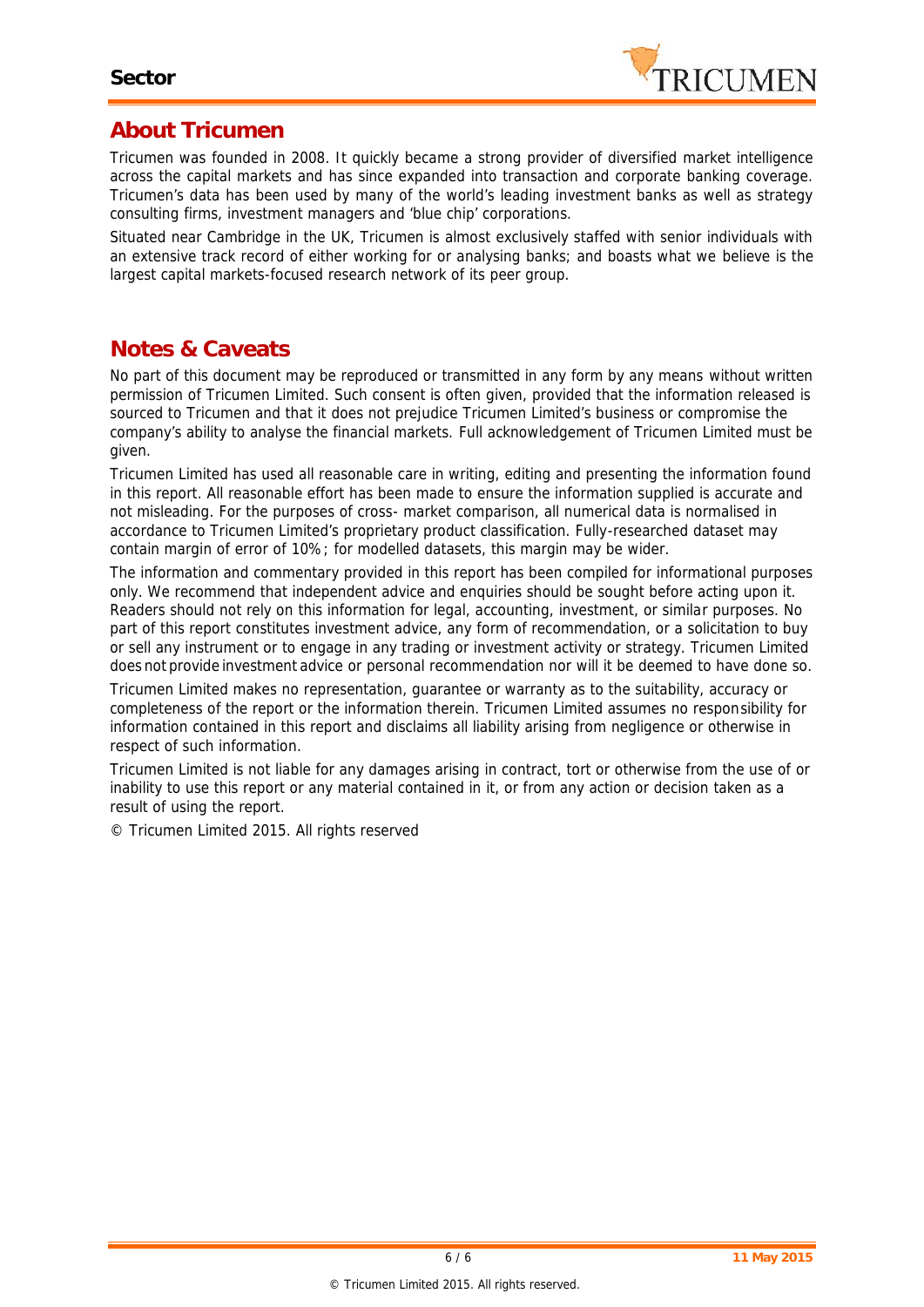## About Tricumen

Tricumen was founded in 2008. It quickly became a strong provider of diversified market intelligence across the capital markets and has since expanded into transaction and corporate banking coverage. Tricumen's data has been used by many of the world's leading investment banks as well as strategy consulting firms, investment managers and 'blue chip' corporations.

Situated near Cambridge in the UK, Tricumen is almost exclusively staffed with senior individuals with an extensive track record of either working for or analysing banks; and boasts what we believe is the largest capital markets-focused research network of its peer group.

## Notes & Caveats

No part of this document may be reproduced or transmitted in any form by any means without written permission of Tricumen Limited. Such consent is often given, provided that the information released is sourced to Tricumen and that it does not prejudice Tricumen Limited's business or compromise the company's ability to analyse the financial markets. Full acknowledgement of Tricumen Limited must be given.

Tricumen Limited has used all reasonable care in writing, editing and presenting the information found in this report. All reasonable effort has been made to ensure the information supplied is accurate and not misleading. For the purposes of cross- market comparison, all numerical data is normalised in accordance to Tricumen Limited's proprietary product classification. Fully-researched dataset may contain margin of error of 10%; for modelled datasets, this margin may be wider.

The information and commentary provided in this report has been compiled for informational purposes only. We recommend that independent advice and enquiries should be sought before acting upon it. Readers should not rely on this information for legal, accounting, investment, or similar purposes. No part of this report constitutes investment advice, any form of recommendation, or a solicitation to buy or sell any instrument or to engage in any trading or investment activity or strategy. Tricumen Limited does not provide investment advice or personal recommendation nor will it be deemed to have done so.

Tricumen Limited makes no representation, guarantee or warranty as to the suitability, accuracy or completeness of the report or the information therein. Tricumen Limited assumes no responsibility for information contained in this report and disclaims all liability arising from negligence or otherwise in respect of such information.

Tricumen Limited is not liable for any damages arising in contract, tort or otherwise from the use of or inability to use this report or any material contained in it, or from any action or decision taken as a result of using the report.

© Tricumen Limited 2015. All rights reserved